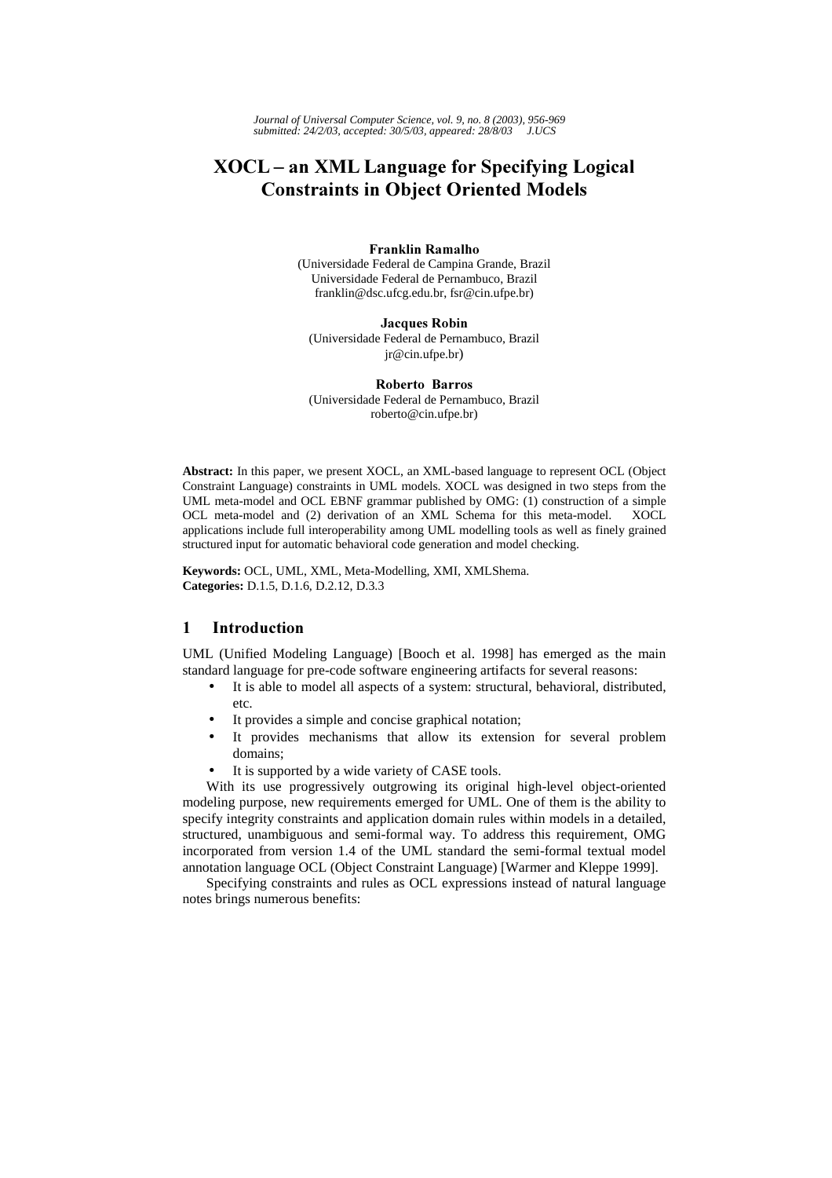# XOCL – an XML Language for Specifying Logical Constraints in Object Oriented Models

**Franklin Ramalho**
(Universidade Federal de Campina Grande, Brazil
Universidade Federal de Pernambuco, Brazil
franklin@dsc.ufcg.edu.br, fsr@cin.ufpe.br)

**Jacques Robin**
(Universidade Federal de Pernambuco, Brazil
jr@cin.ufpe.br)

**Roberto Barros**
(Universidade Federal de Pernambuco, Brazil
roberto@cin.ufpe.br)

**Abstract:** In this paper, we present XOCL, an XML-based language to represent OCL (Object Constraint Language) constraints in UML models. XOCL was designed in two steps from the UML meta-model and OCL EBNF grammar published by OMG: (1) construction of a simple OCL meta-model and (2) derivation of an XML Schema for this meta-model. XOCL applications include full interoperability among UML modelling tools as well as finely grained structured input for automatic behavioral code generation and model checking.

**Keywords:** OCL, UML, XML, Meta-Modelling, XMI, XMLShema.
**Categories:** D.1.5, D.1.6, D.2.12, D.3.3

## 1 Introduction

UML (Unified Modeling Language) [Booch et al. 1998] has emerged as the main standard language for pre-code software engineering artifacts for several reasons:

- It is able to model all aspects of a system: structural, behavioral, distributed, etc.
- It provides a simple and concise graphical notation;
- It provides mechanisms that allow its extension for several problem domains;
- It is supported by a wide variety of CASE tools.

With its use progressively outgrowing its original high-level object-oriented modeling purpose, new requirements emerged for UML. One of them is the ability to specify integrity constraints and application domain rules within models in a detailed, structured, unambiguous and semi-formal way. To address this requirement, OMG incorporated from version 1.4 of the UML standard the semi-formal textual model annotation language OCL (Object Constraint Language) [Warmer and Kleppe 1999].

Specifying constraints and rules as OCL expressions instead of natural language notes brings numerous benefits: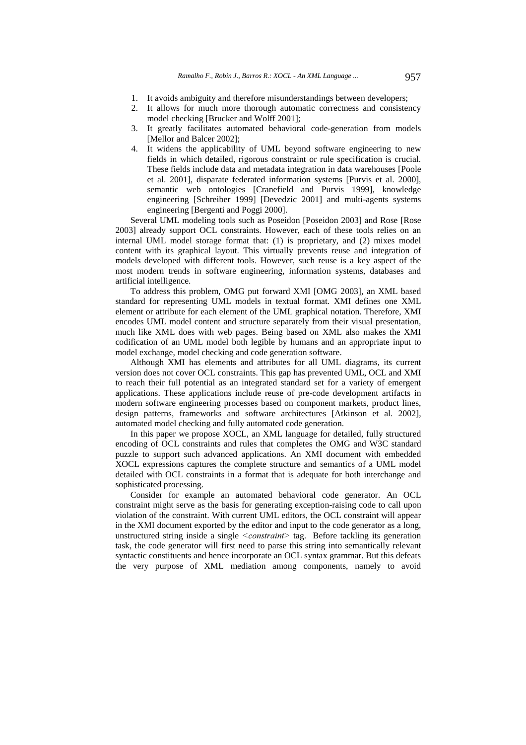1. It avoids ambiguity and therefore misunderstandings between developers;
2. It allows for much more thorough automatic correctness and consistency model checking [Brucker and Wolff 2001];
3. It greatly facilitates automated behavioral code-generation from models [Mellor and Balcer 2002];
4. It widens the applicability of UML beyond software engineering to new fields in which detailed, rigorous constraint or rule specification is crucial. These fields include data and metadata integration in data warehouses [Poole et al. 2001], disparate federated information systems [Purvis et al. 2000], semantic web ontologies [Cranefield and Purvis 1999], knowledge engineering [Schreiber 1999] [Devedzic 2001] and multi-agents systems engineering [Bergenti and Poggi 2000].

Several UML modeling tools such as Poseidon [Poseidon 2003] and Rose [Rose 2003] already support OCL constraints. However, each of these tools relies on an internal UML model storage format that: (1) is proprietary, and (2) mixes model content with its graphical layout. This virtually prevents reuse and integration of models developed with different tools. However, such reuse is a key aspect of the most modern trends in software engineering, information systems, databases and artificial intelligence.

To address this problem, OMG put forward XMI [OMG 2003], an XML based standard for representing UML models in textual format. XMI defines one XML element or attribute for each element of the UML graphical notation. Therefore, XMI encodes UML model content and structure separately from their visual presentation, much like XML does with web pages. Being based on XML also makes the XMI codification of an UML model both legible by humans and an appropriate input to model exchange, model checking and code generation software.

Although XMI has elements and attributes for all UML diagrams, its current version does not cover OCL constraints. This gap has prevented UML, OCL and XMI to reach their full potential as an integrated standard set for a variety of emergent applications. These applications include reuse of pre-code development artifacts in modern software engineering processes based on component markets, product lines, design patterns, frameworks and software architectures [Atkinson et al. 2002], automated model checking and fully automated code generation.

In this paper we propose XOCL, an XML language for detailed, fully structured encoding of OCL constraints and rules that completes the OMG and W3C standard puzzle to support such advanced applications. An XMI document with embedded XOCL expressions captures the complete structure and semantics of a UML model detailed with OCL constraints in a format that is adequate for both interchange and sophisticated processing.

Consider for example an automated behavioral code generator. An OCL constraint might serve as the basis for generating exception-raising code to call upon violation of the constraint. With current UML editors, the OCL constraint will appear in the XMI document exported by the editor and input to the code generator as a long, unstructured string inside a single *<constraint>* tag. Before tackling its generation task, the code generator will first need to parse this string into semantically relevant syntactic constituents and hence incorporate an OCL syntax grammar. But this defeats the very purpose of XML mediation among components, namely to avoid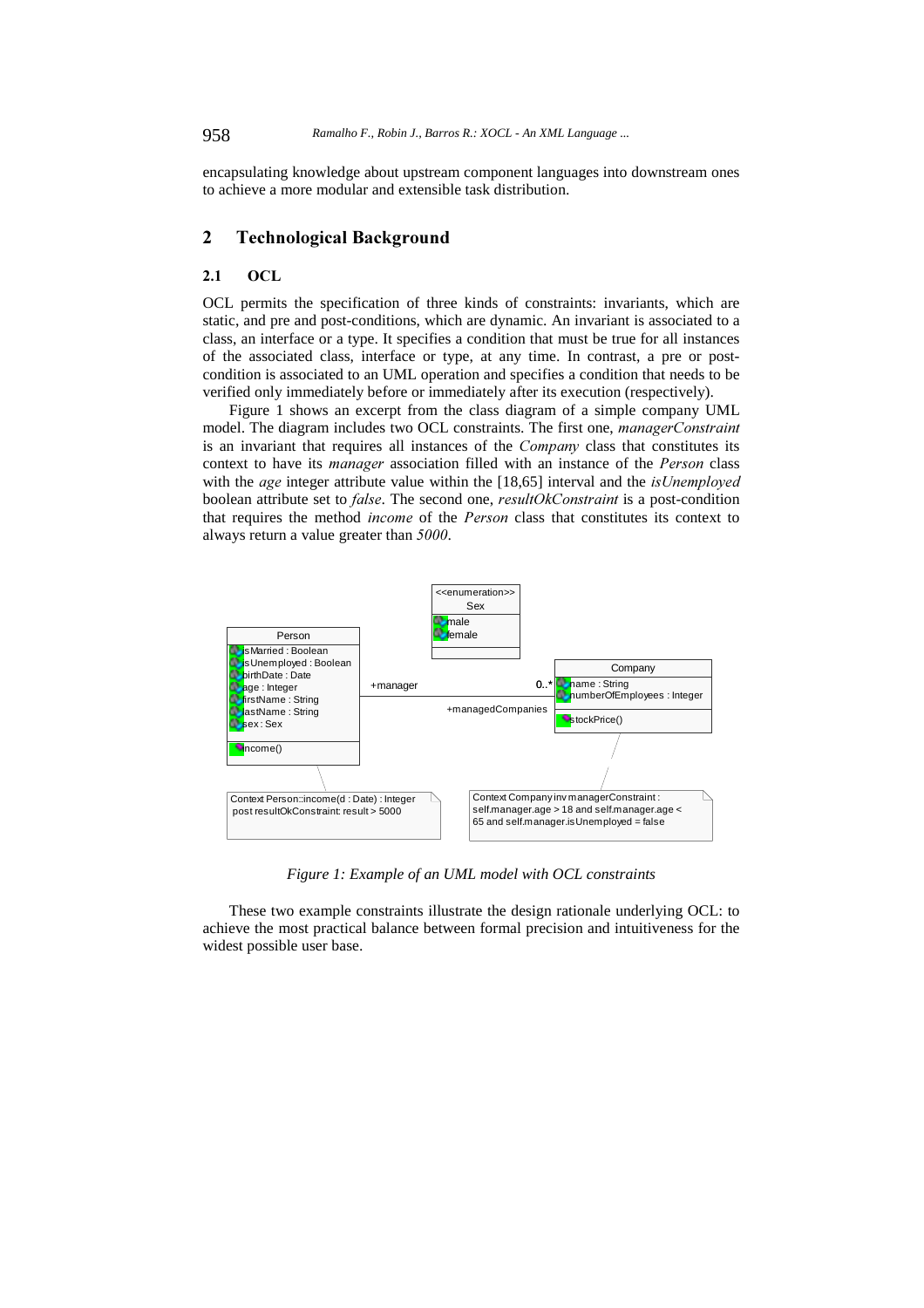encapsulating knowledge about upstream component languages into downstream ones to achieve a more modular and extensible task distribution.

## 2 Technological Background

### 2.1 OCL

OCL permits the specification of three kinds of constraints: invariants, which are static, and pre and post-conditions, which are dynamic. An invariant is associated to a class, an interface or a type. It specifies a condition that must be true for all instances of the associated class, interface or type, at any time. In contrast, a pre or post-condition is associated to an UML operation and specifies a condition that needs to be verified only immediately before or immediately after its execution (respectively).

Figure 1 shows an excerpt from the class diagram of a simple company UML model. The diagram includes two OCL constraints. The first one, *managerConstraint* is an invariant that requires all instances of the *Company* class that constitutes its context to have its *manager* association filled with an instance of the *Person* class with the *age* integer attribute value within the [18,65] interval and the *isUnemployed* boolean attribute set to *false*. The second one, *resultOkConstraint* is a post-condition that requires the method *income* of the *Person* class that constitutes its context to always return a value greater than *5000*.

*Figure 1: Example of an UML model with OCL constraints*

These two example constraints illustrate the design rationale underlying OCL: to achieve the most practical balance between formal precision and intuitiveness for the widest possible user base.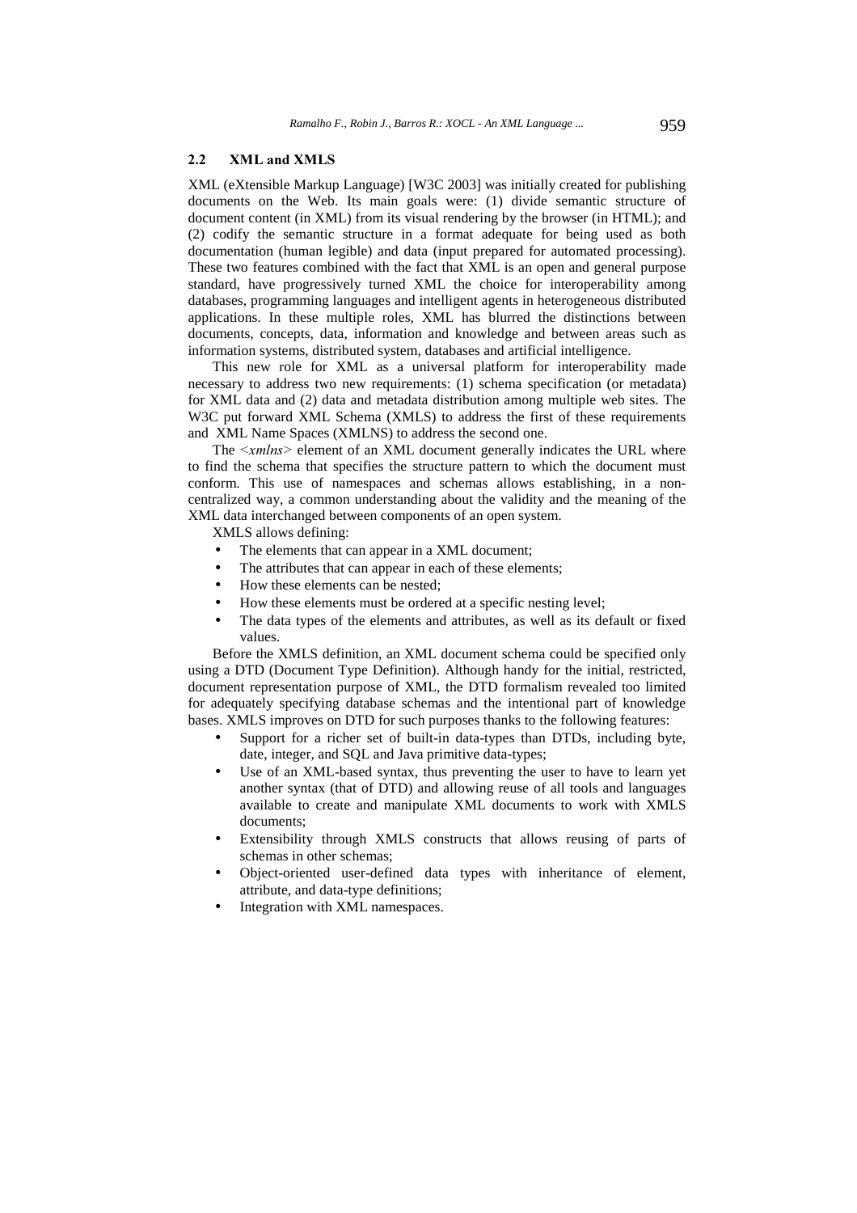### 2.2 XML and XMLS

XML (eXtensible Markup Language) [W3C 2003] was initially created for publishing documents on the Web. Its main goals were: (1) divide semantic structure of document content (in XML) from its visual rendering by the browser (in HTML); and (2) codify the semantic structure in a format adequate for being used as both documentation (human legible) and data (input prepared for automated processing). These two features combined with the fact that XML is an open and general purpose standard, have progressively turned XML the choice for interoperability among databases, programming languages and intelligent agents in heterogeneous distributed applications. In these multiple roles, XML has blurred the distinctions between documents, concepts, data, information and knowledge and between areas such as information systems, distributed system, databases and artificial intelligence.

This new role for XML as a universal platform for interoperability made necessary to address two new requirements: (1) schema specification (or metadata) for XML data and (2) data and metadata distribution among multiple web sites. The W3C put forward XML Schema (XMLS) to address the first of these requirements and XML Name Spaces (XMLNS) to address the second one.

The *<xmlns>* element of an XML document generally indicates the URL where to find the schema that specifies the structure pattern to which the document must conform. This use of namespaces and schemas allows establishing, in a non-centralized way, a common understanding about the validity and the meaning of the XML data interchanged between components of an open system.

XMLS allows defining:

- The elements that can appear in a XML document;
- The attributes that can appear in each of these elements;
- How these elements can be nested;
- How these elements must be ordered at a specific nesting level;
- The data types of the elements and attributes, as well as its default or fixed values.

Before the XMLS definition, an XML document schema could be specified only using a DTD (Document Type Definition). Although handy for the initial, restricted, document representation purpose of XML, the DTD formalism revealed too limited for adequately specifying database schemas and the intentional part of knowledge bases. XMLS improves on DTD for such purposes thanks to the following features:

- Support for a richer set of built-in data-types than DTDs, including byte, date, integer, and SQL and Java primitive data-types;
- Use of an XML-based syntax, thus preventing the user to have to learn yet another syntax (that of DTD) and allowing reuse of all tools and languages available to create and manipulate XML documents to work with XMLS documents;
- Extensibility through XMLS constructs that allows reusing of parts of schemas in other schemas;
- Object-oriented user-defined data types with inheritance of element, attribute, and data-type definitions;
- Integration with XML namespaces.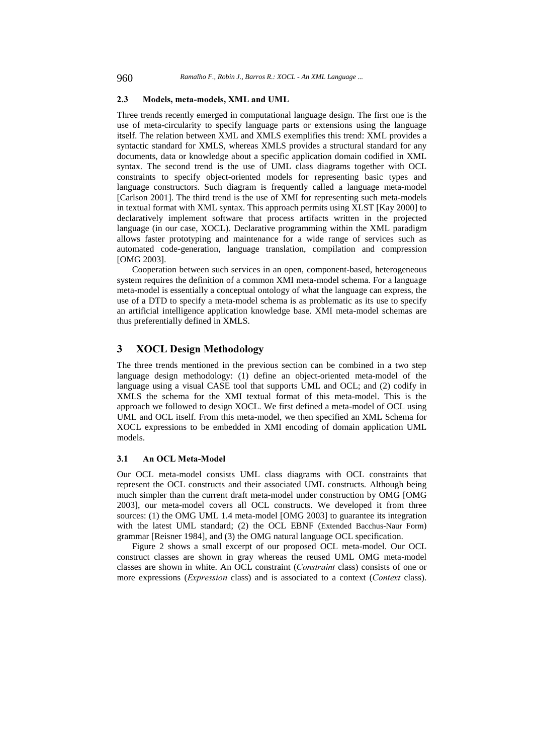### 2.3 Models, meta-models, XML and UML

Three trends recently emerged in computational language design. The first one is the use of meta-circularity to specify language parts or extensions using the language itself. The relation between XML and XMLS exemplifies this trend: XML provides a syntactic standard for XMLS, whereas XMLS provides a structural standard for any documents, data or knowledge about a specific application domain codified in XML syntax. The second trend is the use of UML class diagrams together with OCL constraints to specify object-oriented models for representing basic types and language constructors. Such diagram is frequently called a language meta-model [Carlson 2001]. The third trend is the use of XMI for representing such meta-models in textual format with XML syntax. This approach permits using XLST [Kay 2000] to declaratively implement software that process artifacts written in the projected language (in our case, XOCL). Declarative programming within the XML paradigm allows faster prototyping and maintenance for a wide range of services such as automated code-generation, language translation, compilation and compression [OMG 2003].

Cooperation between such services in an open, component-based, heterogeneous system requires the definition of a common XMI meta-model schema. For a language meta-model is essentially a conceptual ontology of what the language can express, the use of a DTD to specify a meta-model schema is as problematic as its use to specify an artificial intelligence application knowledge base. XMI meta-model schemas are thus preferentially defined in XMLS.

## 3 XOCL Design Methodology

The three trends mentioned in the previous section can be combined in a two step language design methodology: (1) define an object-oriented meta-model of the language using a visual CASE tool that supports UML and OCL; and (2) codify in XMLS the schema for the XMI textual format of this meta-model. This is the approach we followed to design XOCL. We first defined a meta-model of OCL using UML and OCL itself. From this meta-model, we then specified an XML Schema for XOCL expressions to be embedded in XMI encoding of domain application UML models.

### 3.1 An OCL Meta-Model

Our OCL meta-model consists UML class diagrams with OCL constraints that represent the OCL constructs and their associated UML constructs. Although being much simpler than the current draft meta-model under construction by OMG [OMG 2003], our meta-model covers all OCL constructs. We developed it from three sources: (1) the OMG UML 1.4 meta-model [OMG 2003] to guarantee its integration with the latest UML standard; (2) the OCL EBNF (Extended Bacchus-Naur Form) grammar [Reisner 1984], and (3) the OMG natural language OCL specification.

Figure 2 shows a small excerpt of our proposed OCL meta-model. Our OCL construct classes are shown in gray whereas the reused UML OMG meta-model classes are shown in white. An OCL constraint (*Constraint* class) consists of one or more expressions (*Expression* class) and is associated to a context (*Context* class).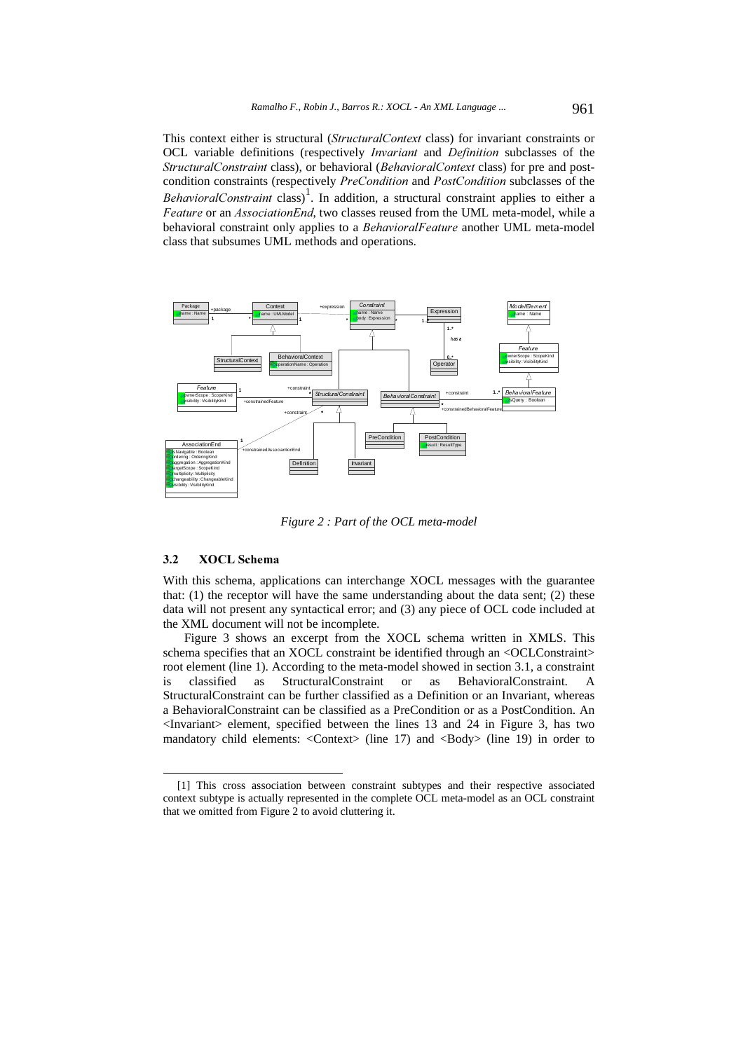This context either is structural (*StructuralContext* class) for invariant constraints or OCL variable definitions (respectively *Invariant* and *Definition* subclasses of the *StructuralConstraint* class), or behavioral (*BehavioralContext* class) for pre and post-condition constraints (respectively *PreCondition* and *PostCondition* subclasses of the *BehavioralConstraint* class)[1]. In addition, a structural constraint applies to either a *Feature* or an *AssociationEnd*, two classes reused from the UML meta-model, while a behavioral constraint only applies to a *BehavioralFeature* another UML meta-model class that subsumes UML methods and operations.

*Figure 2 : Part of the OCL meta-model*

### 3.2 XOCL Schema

With this schema, applications can interchange XOCL messages with the guarantee that: (1) the receptor will have the same understanding about the data sent; (2) these data will not present any syntactical error; and (3) any piece of OCL code included at the XML document will not be incomplete.

Figure 3 shows an excerpt from the XOCL schema written in XMLS. This schema specifies that an XOCL constraint be identified through an <OCLConstraint> root element (line 1). According to the meta-model showed in section 3.1, a constraint is classified as StructuralConstraint or as BehavioralConstraint. A StructuralConstraint can be further classified as a Definition or an Invariant, whereas a BehavioralConstraint can be classified as a PreCondition or as a PostCondition. An <Invariant> element, specified between the lines 13 and 24 in Figure 3, has two mandatory child elements: <Context> (line 17) and <Body> (line 19) in order to

---

[1] This cross association between constraint subtypes and their respective associated context subtype is actually represented in the complete OCL meta-model as an OCL constraint that we omitted from Figure 2 to avoid cluttering it.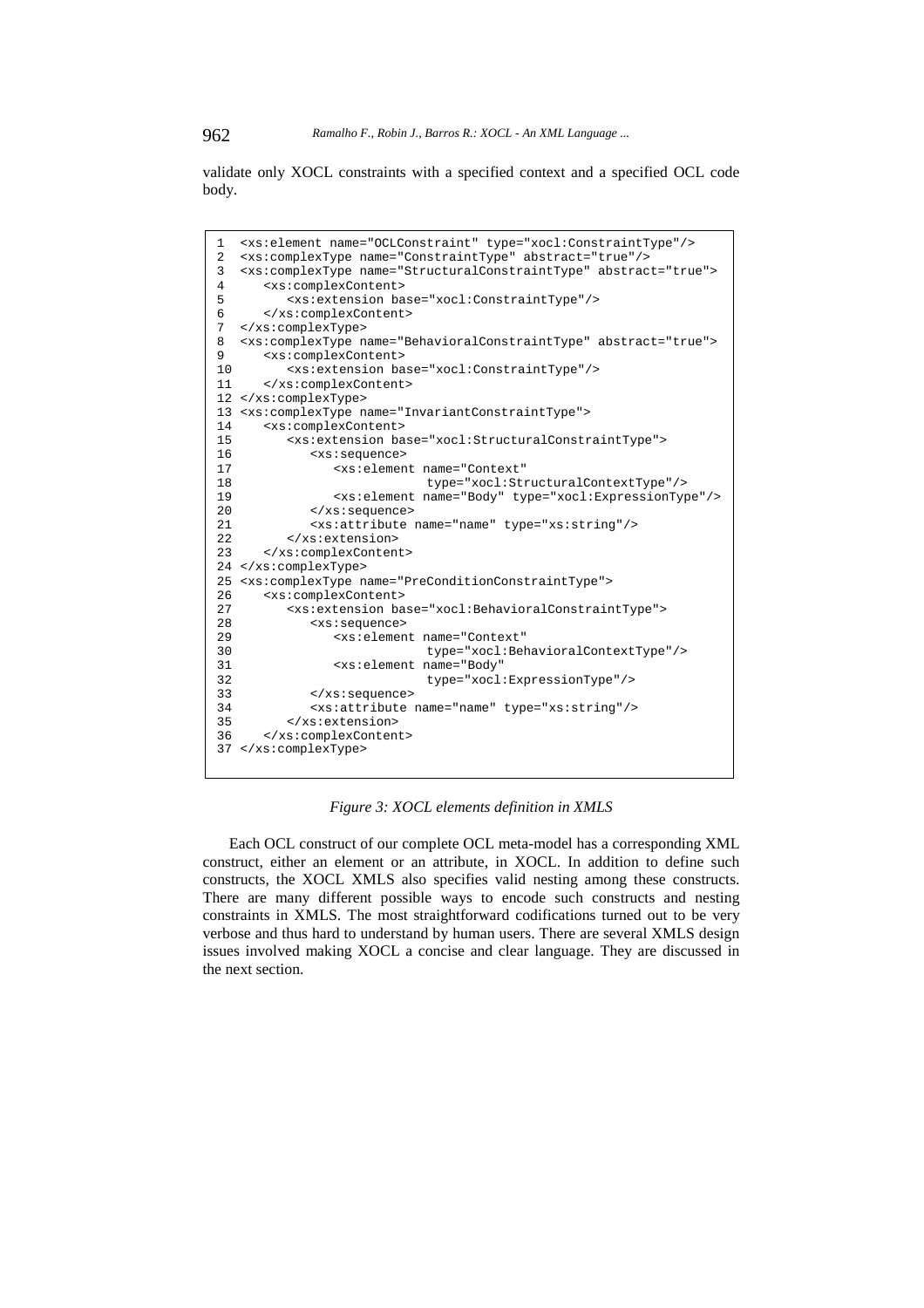validate only XOCL constraints with a specified context and a specified OCL code body.

```
1  <xs:element name="OCLConstraint" type="xocl:ConstraintType"/>
2  <xs:complexType name="ConstraintType" abstract="true"/>
3  <xs:complexType name="StructuralConstraintType" abstract="true">
4     <xs:complexContent>
5        <xs:extension base="xocl:ConstraintType"/>
6     </xs:complexContent>
7  </xs:complexType>
8  <xs:complexType name="BehavioralConstraintType" abstract="true">
9     <xs:complexContent>
10       <xs:extension base="xocl:ConstraintType"/>
11    </xs:complexContent>
12 </xs:complexType>
13 <xs:complexType name="InvariantConstraintType">
14    <xs:complexContent>
15       <xs:extension base="xocl:StructuralConstraintType">
16          <xs:sequence>
17             <xs:element name="Context"
18                         type="xocl:StructuralContextType"/>
19             <xs:element name="Body" type="xocl:ExpressionType"/>
20          </xs:sequence>
21          <xs:attribute name="name" type="xs:string"/>
22       </xs:extension>
23    </xs:complexContent>
24 </xs:complexType>
25 <xs:complexType name="PreConditionConstraintType">
26    <xs:complexContent>
27       <xs:extension base="xocl:BehavioralConstraintType">
28          <xs:sequence>
29             <xs:element name="Context"
30                         type="xocl:BehavioralContextType"/>
31             <xs:element name="Body"
32                         type="xocl:ExpressionType"/>
33          </xs:sequence>
34          <xs:attribute name="name" type="xs:string"/>
35       </xs:extension>
36    </xs:complexContent>
37 </xs:complexType>
```

*Figure 3: XOCL elements definition in XMLS*

Each OCL construct of our complete OCL meta-model has a corresponding XML construct, either an element or an attribute, in XOCL. In addition to define such constructs, the XOCL XMLS also specifies valid nesting among these constructs. There are many different possible ways to encode such constructs and nesting constraints in XMLS. The most straightforward codifications turned out to be very verbose and thus hard to understand by human users. There are several XMLS design issues involved making XOCL a concise and clear language. They are discussed in the next section.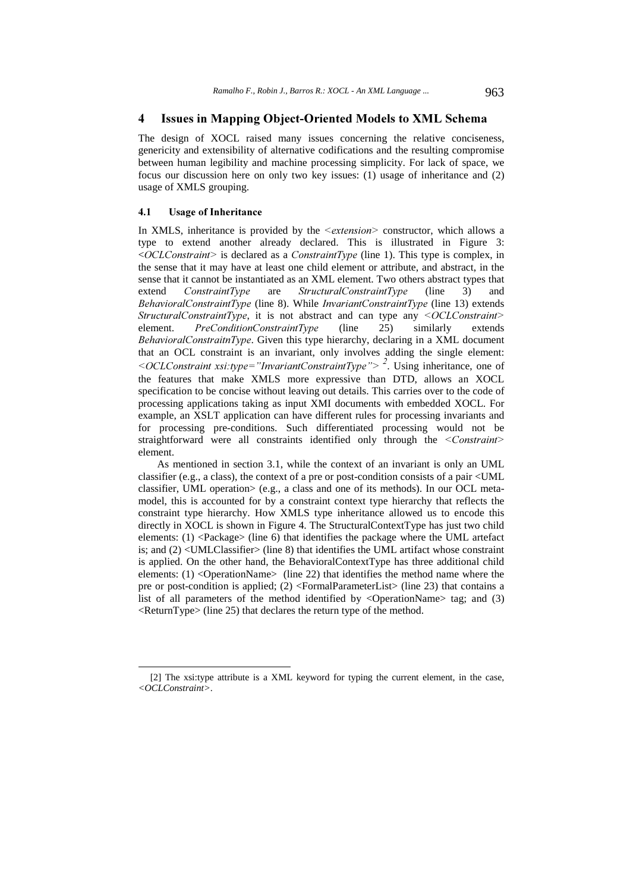## 4 Issues in Mapping Object-Oriented Models to XML Schema

The design of XOCL raised many issues concerning the relative conciseness, genericity and extensibility of alternative codifications and the resulting compromise between human legibility and machine processing simplicity. For lack of space, we focus our discussion here on only two key issues: (1) usage of inheritance and (2) usage of XMLS grouping.

### 4.1 Usage of Inheritance

In XMLS, inheritance is provided by the *<extension>* constructor, which allows a type to extend another already declared. This is illustrated in Figure 3: *<OCLConstraint>* is declared as a *ConstraintType* (line 1). This type is complex, in the sense that it may have at least one child element or attribute, and abstract, in the sense that it cannot be instantiated as an XML element. Two others abstract types that extend *ConstraintType* are *StructuralConstraintType* (line 3) and *BehavioralConstraintType* (line 8). While *InvariantConstraintType* (line 13) extends *StructuralConstraintType*, it is not abstract and can type any *<OCLConstraint>* element. *PreConditionConstraintType* (line 25) similarly extends *BehavioralConstraitnType*. Given this type hierarchy, declaring in a XML document that an OCL constraint is an invariant, only involves adding the single element: *<OCLConstraint xsi:type="InvariantConstraintType">* [2]. Using inheritance, one of the features that make XMLS more expressive than DTD, allows an XOCL specification to be concise without leaving out details. This carries over to the code of processing applications taking as input XMI documents with embedded XOCL. For example, an XSLT application can have different rules for processing invariants and for processing pre-conditions. Such differentiated processing would not be straightforward were all constraints identified only through the *<Constraint>* element.

As mentioned in section 3.1, while the context of an invariant is only an UML classifier (e.g., a class), the context of a pre or post-condition consists of a pair <UML classifier, UML operation> (e.g., a class and one of its methods). In our OCL meta-model, this is accounted for by a constraint context type hierarchy that reflects the constraint type hierarchy. How XMLS type inheritance allowed us to encode this directly in XOCL is shown in Figure 4. The StructuralContextType has just two child elements: (1) <Package> (line 6) that identifies the package where the UML artefact is; and (2) <UMLClassifier> (line 8) that identifies the UML artifact whose constraint is applied. On the other hand, the BehavioralContextType has three additional child elements: (1) <OperationName> (line 22) that identifies the method name where the pre or post-condition is applied; (2) <FormalParameterList> (line 23) that contains a list of all parameters of the method identified by <OperationName> tag; and (3) <ReturnType> (line 25) that declares the return type of the method.

---

[2] The xsi:type attribute is a XML keyword for typing the current element, in the case, *<OCLConstraint>*.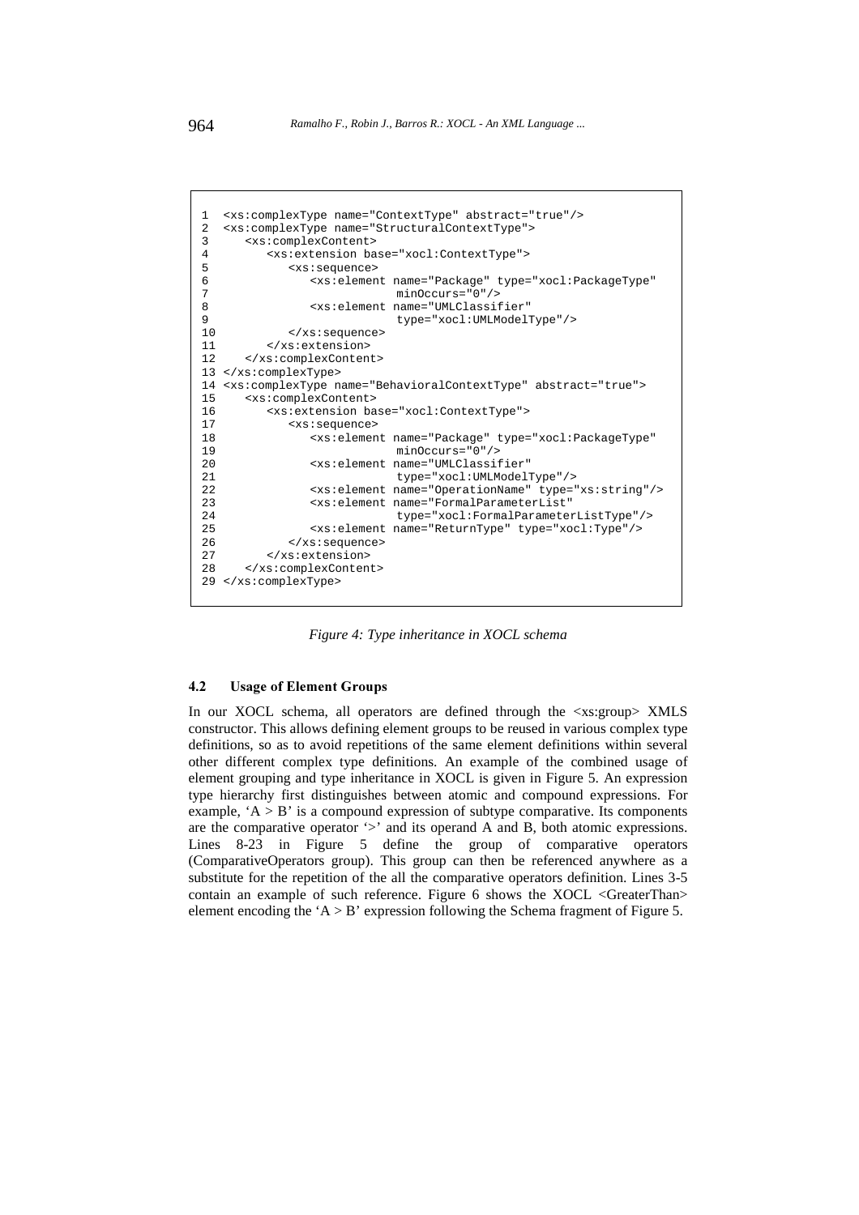```
1  <xs:complexType name="ContextType" abstract="true"/>
2  <xs:complexType name="StructuralContextType">
3     <xs:complexContent>
4        <xs:extension base="xocl:ContextType">
5           <xs:sequence>
6              <xs:element name="Package" type="xocl:PackageType"
7                          minOccurs="0"/>
8              <xs:element name="UMLClassifier"
9                          type="xocl:UMLModelType"/>
10          </xs:sequence>
11       </xs:extension>
12    </xs:complexContent>
13 </xs:complexType>
14 <xs:complexType name="BehavioralContextType" abstract="true">
15    <xs:complexContent>
16       <xs:extension base="xocl:ContextType">
17          <xs:sequence>
18             <xs:element name="Package" type="xocl:PackageType"
19                         minOccurs="0"/>
20             <xs:element name="UMLClassifier"
21                         type="xocl:UMLModelType"/>
22             <xs:element name="OperationName" type="xs:string"/>
23             <xs:element name="FormalParameterList"
24                         type="xocl:FormalParameterListType"/>
25             <xs:element name="ReturnType" type="xocl:Type"/>
26          </xs:sequence>
27       </xs:extension>
28    </xs:complexContent>
29 </xs:complexType>
```

*Figure 4: Type inheritance in XOCL schema*

### 4.2 Usage of Element Groups

In our XOCL schema, all operators are defined through the <xs:group> XMLS constructor. This allows defining element groups to be reused in various complex type definitions, so as to avoid repetitions of the same element definitions within several other different complex type definitions. An example of the combined usage of element grouping and type inheritance in XOCL is given in Figure 5. An expression type hierarchy first distinguishes between atomic and compound expressions. For example, 'A > B' is a compound expression of subtype comparative. Its components are the comparative operator '>' and its operand A and B, both atomic expressions. Lines 8-23 in Figure 5 define the group of comparative operators (ComparativeOperators group). This group can then be referenced anywhere as a substitute for the repetition of the all the comparative operators definition. Lines 3-5 contain an example of such reference. Figure 6 shows the XOCL <GreaterThan> element encoding the 'A > B' expression following the Schema fragment of Figure 5.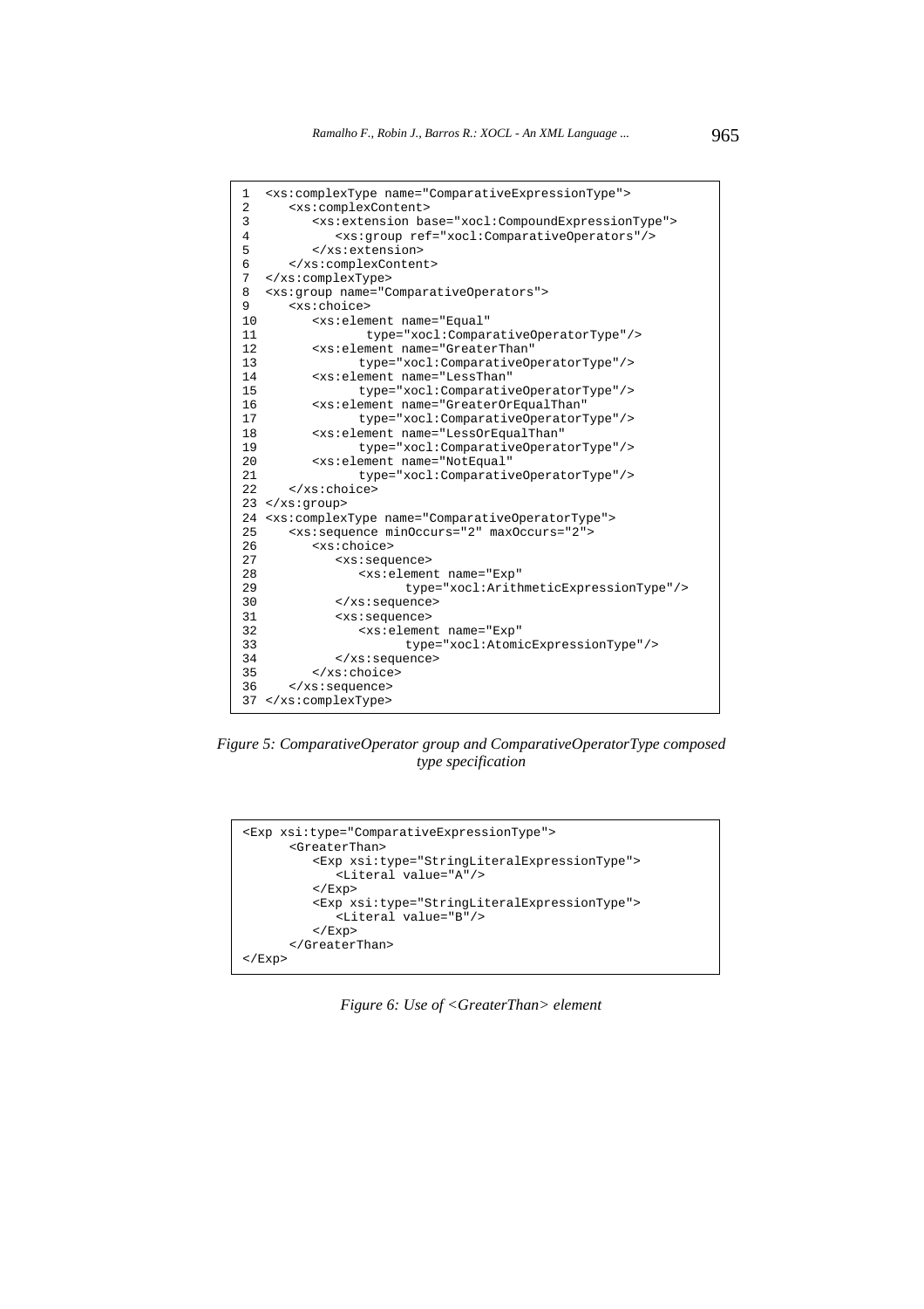```
1  <xs:complexType name="ComparativeExpressionType">
2     <xs:complexContent>
3        <xs:extension base="xocl:CompoundExpressionType">
4           <xs:group ref="xocl:ComparativeOperators"/>
5        </xs:extension>
6     </xs:complexContent>
7  </xs:complexType>
8  <xs:group name="ComparativeOperators">
9     <xs:choice>
10       <xs:element name="Equal"
11                type="xocl:ComparativeOperatorType"/>
12       <xs:element name="GreaterThan"
13               type="xocl:ComparativeOperatorType"/>
14       <xs:element name="LessThan"
15               type="xocl:ComparativeOperatorType"/>
16       <xs:element name="GreaterOrEqualThan"
17               type="xocl:ComparativeOperatorType"/>
18       <xs:element name="LessOrEqualThan"
19               type="xocl:ComparativeOperatorType"/>
20       <xs:element name="NotEqual"
21               type="xocl:ComparativeOperatorType"/>
22    </xs:choice>
23 </xs:group>
24 <xs:complexType name="ComparativeOperatorType">
25    <xs:sequence minOccurs="2" maxOccurs="2">
26       <xs:choice>
27          <xs:sequence>
28             <xs:element name="Exp"
29                   type="xocl:ArithmeticExpressionType"/>
30          </xs:sequence>
31          <xs:sequence>
32             <xs:element name="Exp"
33                   type="xocl:AtomicExpressionType"/>
34          </xs:sequence>
35       </xs:choice>
36    </xs:sequence>
37 </xs:complexType>
```

*Figure 5: ComparativeOperator group and ComparativeOperatorType composed type specification*

```
<Exp xsi:type="ComparativeExpressionType">
      <GreaterThan>
         <Exp xsi:type="StringLiteralExpressionType">
            <Literal value="A"/>
         </Exp>
         <Exp xsi:type="StringLiteralExpressionType">
            <Literal value="B"/>
         </Exp>
      </GreaterThan>
</Exp>
```

*Figure 6: Use of <GreaterThan> element*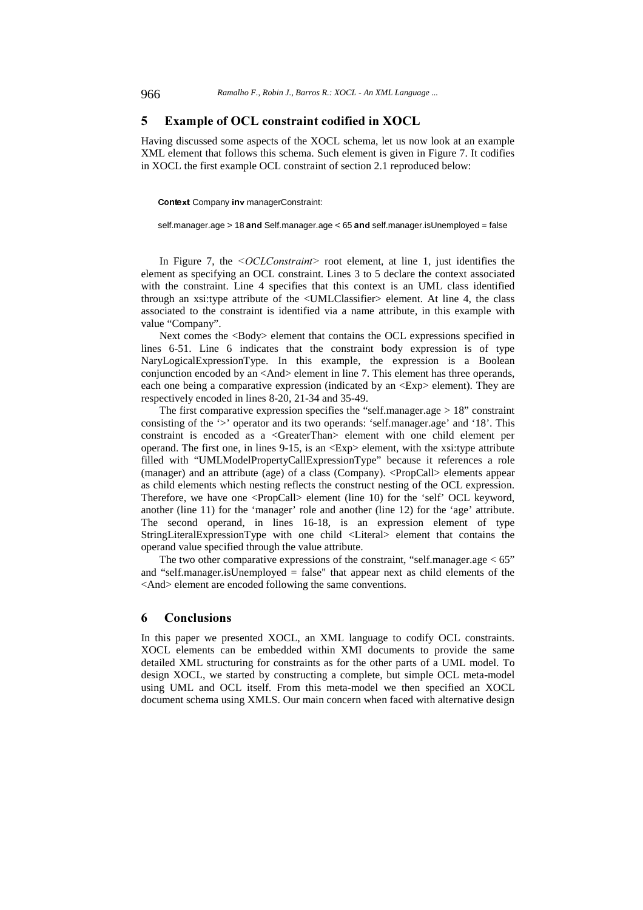## 5 Example of OCL constraint codified in XOCL

Having discussed some aspects of the XOCL schema, let us now look at an example XML element that follows this schema. Such element is given in Figure 7. It codifies in XOCL the first example OCL constraint of section 2.1 reproduced below:

**Context** Company **inv** managerConstraint:

self.manager.age > 18 **and** Self.manager.age < 65 **and** self.manager.isUnemployed = false

In Figure 7, the *<OCLConstraint>* root element, at line 1, just identifies the element as specifying an OCL constraint. Lines 3 to 5 declare the context associated with the constraint. Line 4 specifies that this context is an UML class identified through an xsi:type attribute of the <UMLClassifier> element. At line 4, the class associated to the constraint is identified via a name attribute, in this example with value "Company".

Next comes the <Body> element that contains the OCL expressions specified in lines 6-51. Line 6 indicates that the constraint body expression is of type NaryLogicalExpressionType. In this example, the expression is a Boolean conjunction encoded by an <And> element in line 7. This element has three operands, each one being a comparative expression (indicated by an <Exp> element). They are respectively encoded in lines 8-20, 21-34 and 35-49.

The first comparative expression specifies the "self.manager.age > 18" constraint consisting of the '>' operator and its two operands: 'self.manager.age' and '18'. This constraint is encoded as a <GreaterThan> element with one child element per operand. The first one, in lines 9-15, is an <Exp> element, with the xsi:type attribute filled with "UMLModelPropertyCallExpressionType" because it references a role (manager) and an attribute (age) of a class (Company). <PropCall> elements appear as child elements which nesting reflects the construct nesting of the OCL expression. Therefore, we have one <PropCall> element (line 10) for the 'self' OCL keyword, another (line 11) for the 'manager' role and another (line 12) for the 'age' attribute. The second operand, in lines 16-18, is an expression element of type StringLiteralExpressionType with one child <Literal> element that contains the operand value specified through the value attribute.

The two other comparative expressions of the constraint, "self.manager.age < 65" and "self.manager.isUnemployed = false" that appear next as child elements of the <And> element are encoded following the same conventions.

## 6 Conclusions

In this paper we presented XOCL, an XML language to codify OCL constraints. XOCL elements can be embedded within XMI documents to provide the same detailed XML structuring for constraints as for the other parts of a UML model. To design XOCL, we started by constructing a complete, but simple OCL meta-model using UML and OCL itself. From this meta-model we then specified an XOCL document schema using XMLS. Our main concern when faced with alternative design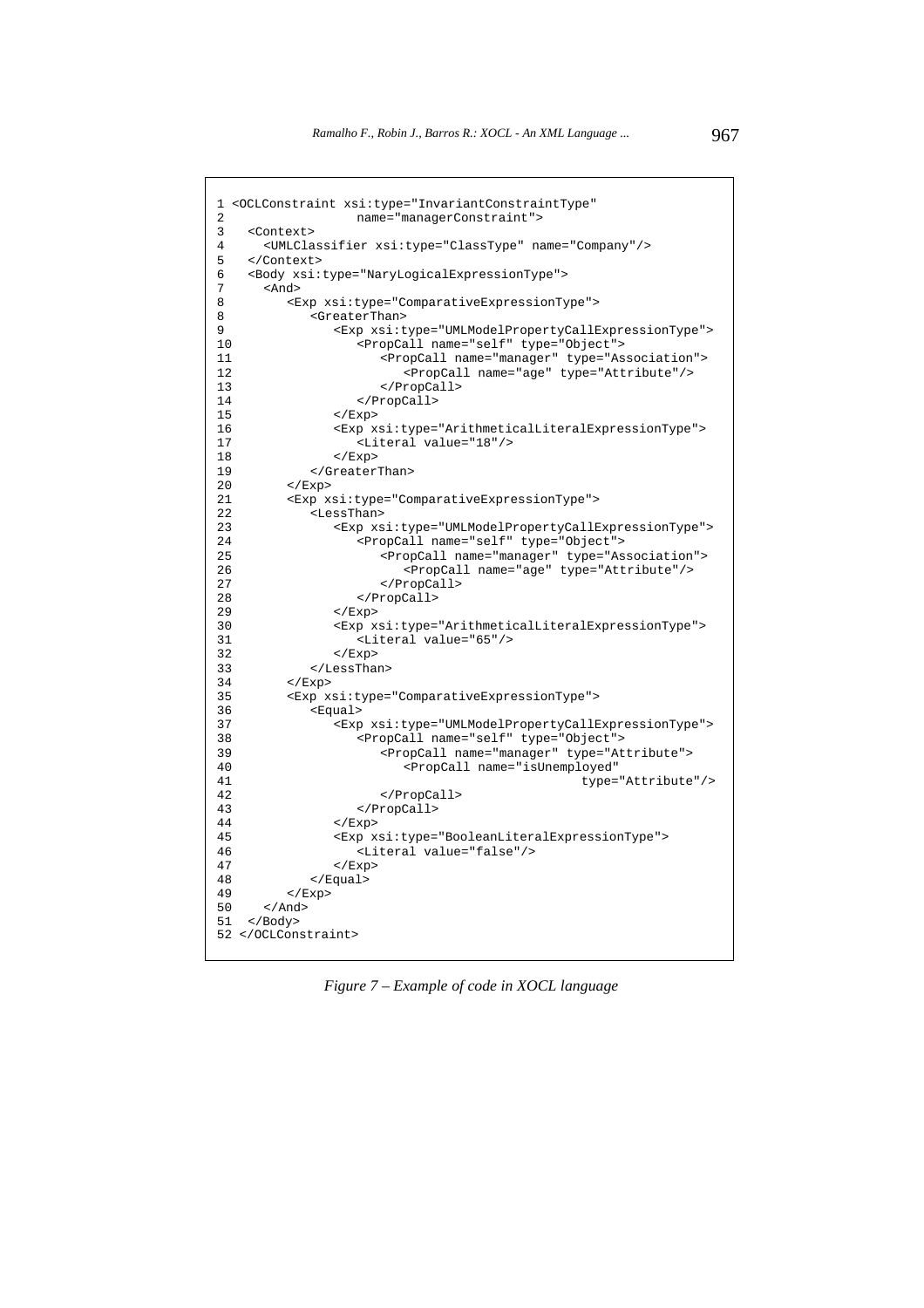```
1 <OCLConstraint xsi:type="InvariantConstraintType"
2                 name="managerConstraint">
3   <Context>
4     <UMLClassifier xsi:type="ClassType" name="Company"/>
5   </Context>
6   <Body xsi:type="NaryLogicalExpressionType">
7     <And>
8       <Exp xsi:type="ComparativeExpressionType">
8         <GreaterThan>
9           <Exp xsi:type="UMLModelPropertyCallExpressionType">
10            <PropCall name="self" type="Object">
11              <PropCall name="manager" type="Association">
12                <PropCall name="age" type="Attribute"/>
13              </PropCall>
14            </PropCall>
15          </Exp>
16          <Exp xsi:type="ArithmeticalLiteralExpressionType">
17            <Literal value="18"/>
18          </Exp>
19        </GreaterThan>
20      </Exp>
21      <Exp xsi:type="ComparativeExpressionType">
22        <LessThan>
23          <Exp xsi:type="UMLModelPropertyCallExpressionType">
24            <PropCall name="self" type="Object">
25              <PropCall name="manager" type="Association">
26                <PropCall name="age" type="Attribute"/>
27              </PropCall>
28            </PropCall>
29          </Exp>
30          <Exp xsi:type="ArithmeticalLiteralExpressionType">
31            <Literal value="65"/>
32          </Exp>
33        </LessThan>
34      </Exp>
35      <Exp xsi:type="ComparativeExpressionType">
36        <Equal>
37          <Exp xsi:type="UMLModelPropertyCallExpressionType">
38            <PropCall name="self" type="Object">
39              <PropCall name="manager" type="Attribute">
40                <PropCall name="isUnemployed"
41                                          type="Attribute"/>
42              </PropCall>
43            </PropCall>
44          </Exp>
45          <Exp xsi:type="BooleanLiteralExpressionType">
46            <Literal value="false"/>
47          </Exp>
48        </Equal>
49      </Exp>
50    </And>
51  </Body>
52 </OCLConstraint>
```

*Figure 7 – Example of code in XOCL language*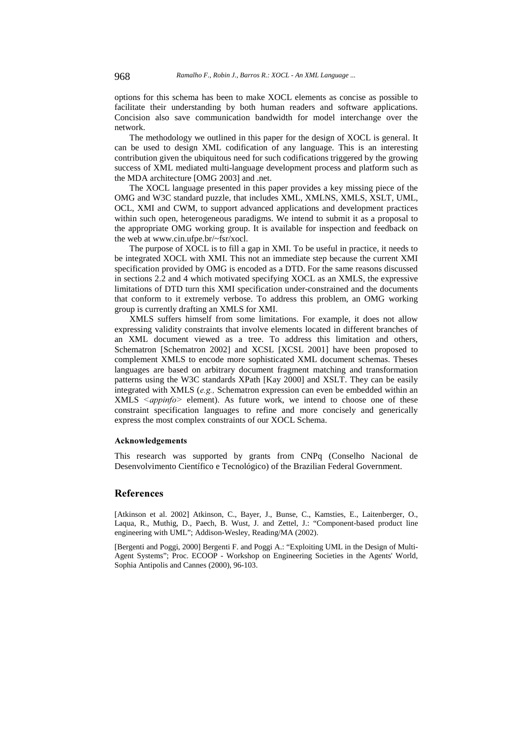options for this schema has been to make XOCL elements as concise as possible to facilitate their understanding by both human readers and software applications. Concision also save communication bandwidth for model interchange over the network.

The methodology we outlined in this paper for the design of XOCL is general. It can be used to design XML codification of any language. This is an interesting contribution given the ubiquitous need for such codifications triggered by the growing success of XML mediated multi-language development process and platform such as the MDA architecture [OMG 2003] and .net.

The XOCL language presented in this paper provides a key missing piece of the OMG and W3C standard puzzle, that includes XML, XMLNS, XMLS, XSLT, UML, OCL, XMI and CWM, to support advanced applications and development practices within such open, heterogeneous paradigms. We intend to submit it as a proposal to the appropriate OMG working group. It is available for inspection and feedback on the web at www.cin.ufpe.br/~fsr/xocl.

The purpose of XOCL is to fill a gap in XMI. To be useful in practice, it needs to be integrated XOCL with XMI. This not an immediate step because the current XMI specification provided by OMG is encoded as a DTD. For the same reasons discussed in sections 2.2 and 4 which motivated specifying XOCL as an XMLS, the expressive limitations of DTD turn this XMI specification under-constrained and the documents that conform to it extremely verbose. To address this problem, an OMG working group is currently drafting an XMLS for XMI.

XMLS suffers himself from some limitations. For example, it does not allow expressing validity constraints that involve elements located in different branches of an XML document viewed as a tree. To address this limitation and others, Schematron [Schematron 2002] and XCSL [XCSL 2001] have been proposed to complement XMLS to encode more sophisticated XML document schemas. Theses languages are based on arbitrary document fragment matching and transformation patterns using the W3C standards XPath [Kay 2000] and XSLT. They can be easily integrated with XMLS (*e.g.,* Schematron expression can even be embedded within an XMLS <*appinfo*> element). As future work, we intend to choose one of these constraint specification languages to refine and more concisely and generically express the most complex constraints of our XOCL Schema.

**Acknowledgements**

This research was supported by grants from CNPq (Conselho Nacional de Desenvolvimento Científico e Tecnológico) of the Brazilian Federal Government.

## References

[Atkinson et al. 2002] Atkinson, C., Bayer, J., Bunse, C., Kamsties, E., Laitenberger, O., Laqua, R., Muthig, D., Paech, B. Wust, J. and Zettel, J.: "Component-based product line engineering with UML"; Addison-Wesley, Reading/MA (2002).

[Bergenti and Poggi, 2000] Bergenti F. and Poggi A.: "Exploiting UML in the Design of Multi-Agent Systems"; Proc. ECOOP - Workshop on Engineering Societies in the Agents' World, Sophia Antipolis and Cannes (2000), 96-103.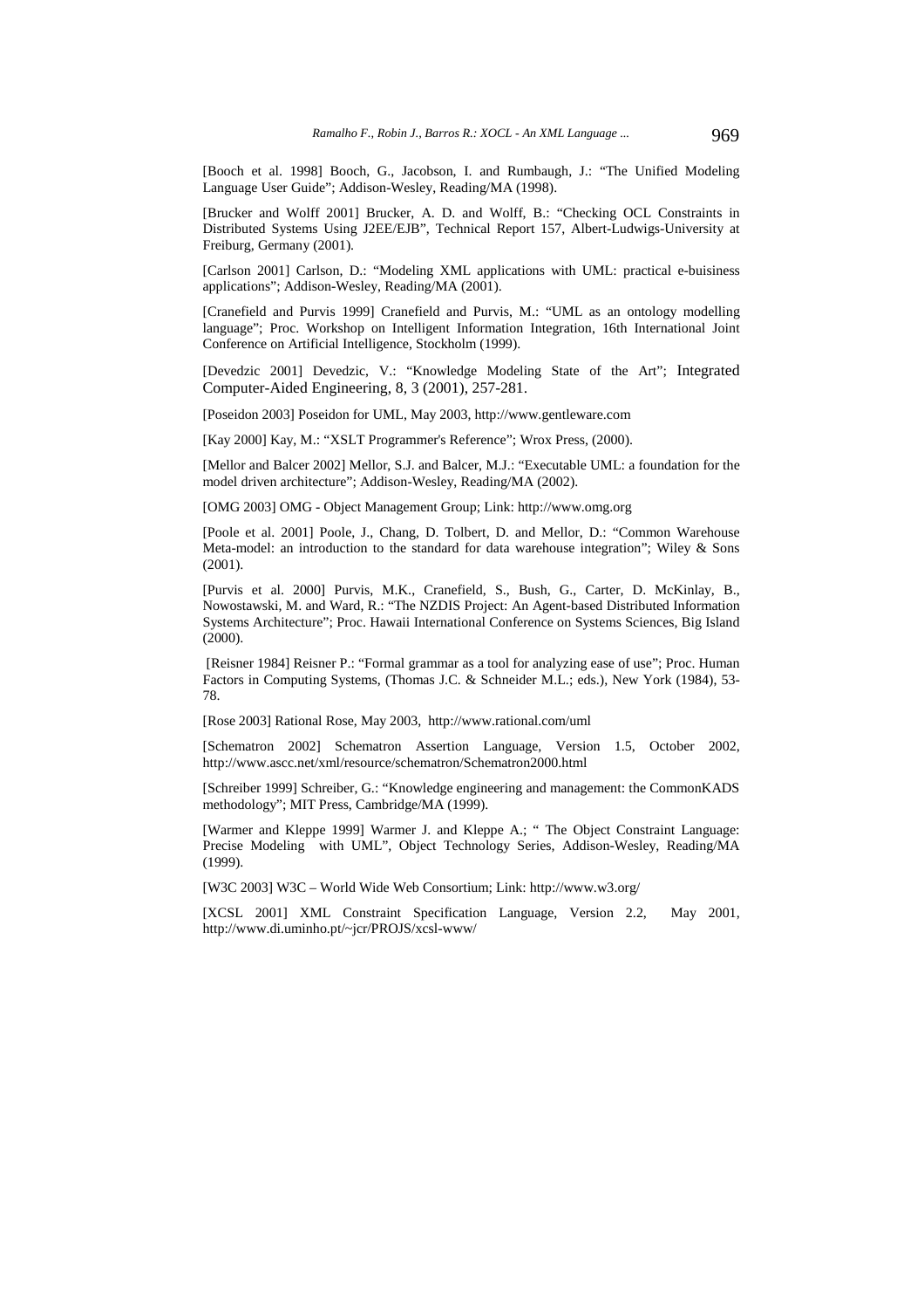[Booch et al. 1998] Booch, G., Jacobson, I. and Rumbaugh, J.: "The Unified Modeling Language User Guide"; Addison-Wesley, Reading/MA (1998).

[Brucker and Wolff 2001] Brucker, A. D. and Wolff, B.: "Checking OCL Constraints in Distributed Systems Using J2EE/EJB", Technical Report 157, Albert-Ludwigs-University at Freiburg, Germany (2001).

[Carlson 2001] Carlson, D.: "Modeling XML applications with UML: practical e-buisiness applications"; Addison-Wesley, Reading/MA (2001).

[Cranefield and Purvis 1999] Cranefield and Purvis, M.: "UML as an ontology modelling language"; Proc. Workshop on Intelligent Information Integration, 16th International Joint Conference on Artificial Intelligence, Stockholm (1999).

[Devedzic 2001] Devedzic, V.: "Knowledge Modeling State of the Art"; Integrated Computer-Aided Engineering, 8, 3 (2001), 257-281.

[Poseidon 2003] Poseidon for UML, May 2003, http://www.gentleware.com

[Kay 2000] Kay, M.: "XSLT Programmer's Reference"; Wrox Press, (2000).

[Mellor and Balcer 2002] Mellor, S.J. and Balcer, M.J.: "Executable UML: a foundation for the model driven architecture"; Addison-Wesley, Reading/MA (2002).

[OMG 2003] OMG - Object Management Group; Link: http://www.omg.org

[Poole et al. 2001] Poole, J., Chang, D. Tolbert, D. and Mellor, D.: "Common Warehouse Meta-model: an introduction to the standard for data warehouse integration"; Wiley & Sons (2001).

[Purvis et al. 2000] Purvis, M.K., Cranefield, S., Bush, G., Carter, D. McKinlay, B., Nowostawski, M. and Ward, R.: "The NZDIS Project: An Agent-based Distributed Information Systems Architecture"; Proc. Hawaii International Conference on Systems Sciences, Big Island (2000).

[Reisner 1984] Reisner P.: "Formal grammar as a tool for analyzing ease of use"; Proc. Human Factors in Computing Systems, (Thomas J.C. & Schneider M.L.; eds.), New York (1984), 53-78.

[Rose 2003] Rational Rose, May 2003, http://www.rational.com/uml

[Schematron 2002] Schematron Assertion Language, Version 1.5, October 2002, http://www.ascc.net/xml/resource/schematron/Schematron2000.html

[Schreiber 1999] Schreiber, G.: "Knowledge engineering and management: the CommonKADS methodology"; MIT Press, Cambridge/MA (1999).

[Warmer and Kleppe 1999] Warmer J. and Kleppe A.; " The Object Constraint Language: Precise Modeling with UML", Object Technology Series, Addison-Wesley, Reading/MA (1999).

[W3C 2003] W3C – World Wide Web Consortium; Link: http://www.w3.org/

[XCSL 2001] XML Constraint Specification Language, Version 2.2, May 2001, http://www.di.uminho.pt/~jcr/PROJS/xcsl-www/